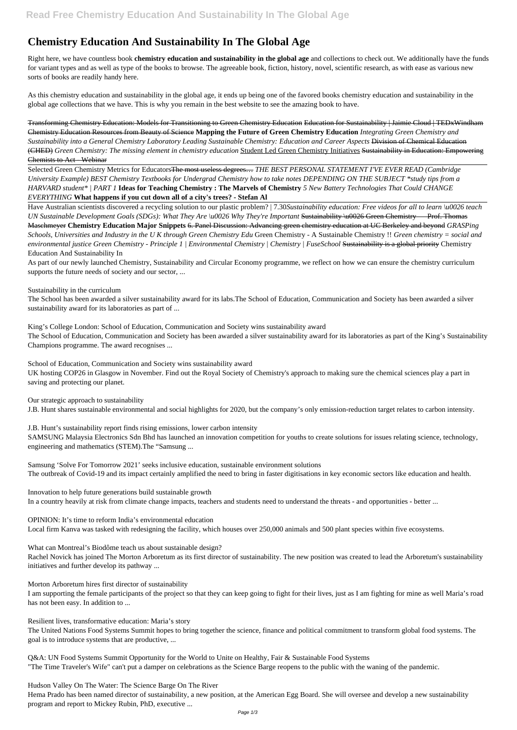# Chemistry Education And Sustainability In The Global Age

Right here, we have countless book **chemistry education and sustainability in the global age** and collections to check out. We additionally have the funds for variant types and as well as type of the books to browse. The agreeable book, fiction, history, novel, scientific research, as with ease as various new sorts of books are readily handy here.

As this chemistry education and sustainability in the global age, it ends up being one of the favored books chemistry education and sustainability in the global age collections that we have. This is why you remain in the best website to see the amazing book to have.

~~Transforming Chemistry Education: Models for Transitioning to Green Chemistry Education~~ ~~Education for Sustainability | Jaimie Cloud | TEDxWindham~~ ~~Chemistry Education Resources from Beauty of Science~~ **Mapping the Future of Green Chemistry Education** *Integrating Green Chemistry and Sustainability into a General Chemistry Laboratory Leading Sustainable Chemistry: Education and Career Aspects* ~~Division of Chemical Education (CHED)~~ *Green Chemistry: The missing element in chemistry education* Student Led Green Chemistry Initiatives ~~Sustainability in Education: Empowering Chemists to Act - Webinar~~

Selected Green Chemistry Metrics for Educators~~The most useless degrees…~~ *THE BEST PERSONAL STATEMENT I'VE EVER READ (Cambridge University Example) BEST Chemistry Textbooks for Undergrad Chemistry how to take notes DEPENDING ON THE SUBJECT \*study tips from a HARVARD student\* | PART 1* **Ideas for Teaching Chemistry : The Marvels of Chemistry** *5 New Battery Technologies That Could CHANGE EVERYTHING* **What happens if you cut down all of a city's trees? - Stefan Al**

Have Australian scientists discovered a recycling solution to our plastic problem? | 7.30*Sustainability education: Free videos for all to learn \u0026 teach UN Sustainable Development Goals (SDGs): What They Are \u0026 Why They're Important* ~~Sustainability \u0026 Green Chemistry — Prof. Thomas Maschmeyer~~ **Chemistry Education Major Snippets** ~~6. Panel Discussion: Advancing green chemistry education at UC Berkeley and beyond~~ *GRASPing Schools, Universities and Industry in the U K through Green Chemistry Edu* Green Chemistry - A Sustainable Chemistry !! *Green chemistry = social and environmental justice Green Chemistry - Principle 1 | Environmental Chemistry | Chemistry | FuseSchool* ~~Sustainability is a global priority~~ Chemistry Education And Sustainability In

As part of our newly launched Chemistry, Sustainability and Circular Economy programme, we reflect on how we can ensure the chemistry curriculum supports the future needs of society and our sector, ...

Sustainability in the curriculum

The School has been awarded a silver sustainability award for its labs.The School of Education, Communication and Society has been awarded a silver sustainability award for its laboratories as part of ...

King's College London: School of Education, Communication and Society wins sustainability award

The School of Education, Communication and Society has been awarded a silver sustainability award for its laboratories as part of the King's Sustainability Champions programme. The award recognises ...

School of Education, Communication and Society wins sustainability award

UK hosting COP26 in Glasgow in November. Find out the Royal Society of Chemistry's approach to making sure the chemical sciences play a part in saving and protecting our planet.

Our strategic approach to sustainability

J.B. Hunt shares sustainable environmental and social highlights for 2020, but the company's only emission-reduction target relates to carbon intensity.

J.B. Hunt's sustainability report finds rising emissions, lower carbon intensity

SAMSUNG Malaysia Electronics Sdn Bhd has launched an innovation competition for youths to create solutions for issues relating science, technology, engineering and mathematics (STEM).The "Samsung ...

Samsung 'Solve For Tomorrow 2021' seeks inclusive education, sustainable environment solutions

The outbreak of Covid-19 and its impact certainly amplified the need to bring in faster digitisations in key economic sectors like education and health.

Innovation to help future generations build sustainable growth

In a country heavily at risk from climate change impacts, teachers and students need to understand the threats - and opportunities - better ...

OPINION: It's time to reform India's environmental education

Local firm Kanva was tasked with redesigning the facility, which houses over 250,000 animals and 500 plant species within five ecosystems.

What can Montreal's Biodôme teach us about sustainable design?

Rachel Novick has joined The Morton Arboretum as its first director of sustainability. The new position was created to lead the Arboretum's sustainability initiatives and further develop its pathway ...

Morton Arboretum hires first director of sustainability

I am supporting the female participants of the project so that they can keep going to fight for their lives, just as I am fighting for mine as well Maria's road has not been easy. In addition to ...

Resilient lives, transformative education: Maria's story

The United Nations Food Systems Summit hopes to bring together the science, finance and political commitment to transform global food systems. The goal is to introduce systems that are productive, ...

Q&A: UN Food Systems Summit Opportunity for the World to Unite on Healthy, Fair & Sustainable Food Systems

"The Time Traveler's Wife" can't put a damper on celebrations as the Science Barge reopens to the public with the waning of the pandemic.

Hudson Valley On The Water: The Science Barge On The River

Hema Prado has been named director of sustainability, a new position, at the American Egg Board. She will oversee and develop a new sustainability program and report to Mickey Rubin, PhD, executive ...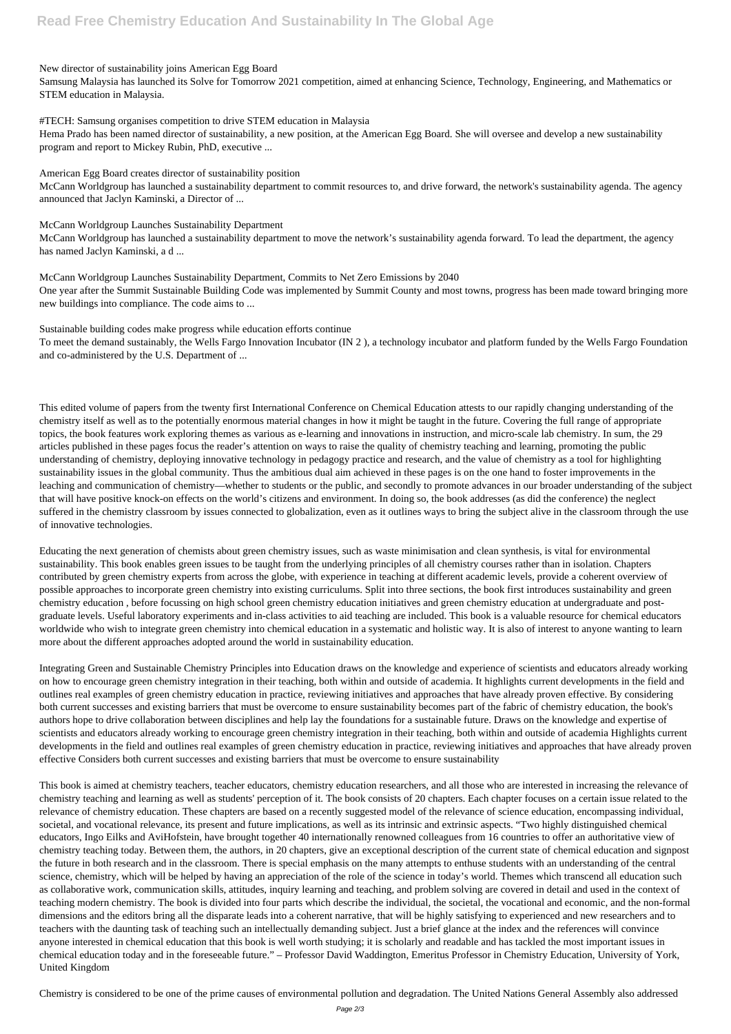New director of sustainability joins American Egg Board

Samsung Malaysia has launched its Solve for Tomorrow 2021 competition, aimed at enhancing Science, Technology, Engineering, and Mathematics or STEM education in Malaysia.

#TECH: Samsung organises competition to drive STEM education in Malaysia

Hema Prado has been named director of sustainability, a new position, at the American Egg Board. She will oversee and develop a new sustainability program and report to Mickey Rubin, PhD, executive ...

American Egg Board creates director of sustainability position

McCann Worldgroup has launched a sustainability department to commit resources to, and drive forward, the network's sustainability agenda. The agency announced that Jaclyn Kaminski, a Director of ...

McCann Worldgroup Launches Sustainability Department

McCann Worldgroup has launched a sustainability department to move the network's sustainability agenda forward. To lead the department, the agency has named Jaclyn Kaminski, a d ...

McCann Worldgroup Launches Sustainability Department, Commits to Net Zero Emissions by 2040

One year after the Summit Sustainable Building Code was implemented by Summit County and most towns, progress has been made toward bringing more new buildings into compliance. The code aims to ...

Sustainable building codes make progress while education efforts continue

To meet the demand sustainably, the Wells Fargo Innovation Incubator (IN 2 ), a technology incubator and platform funded by the Wells Fargo Foundation and co-administered by the U.S. Department of ...

This edited volume of papers from the twenty first International Conference on Chemical Education attests to our rapidly changing understanding of the chemistry itself as well as to the potentially enormous material changes in how it might be taught in the future. Covering the full range of appropriate topics, the book features work exploring themes as various as e-learning and innovations in instruction, and micro-scale lab chemistry. In sum, the 29 articles published in these pages focus the reader's attention on ways to raise the quality of chemistry teaching and learning, promoting the public understanding of chemistry, deploying innovative technology in pedagogy practice and research, and the value of chemistry as a tool for highlighting sustainability issues in the global community. Thus the ambitious dual aim achieved in these pages is on the one hand to foster improvements in the leaching and communication of chemistry—whether to students or the public, and secondly to promote advances in our broader understanding of the subject that will have positive knock-on effects on the world's citizens and environment. In doing so, the book addresses (as did the conference) the neglect suffered in the chemistry classroom by issues connected to globalization, even as it outlines ways to bring the subject alive in the classroom through the use of innovative technologies.

Educating the next generation of chemists about green chemistry issues, such as waste minimisation and clean synthesis, is vital for environmental sustainability. This book enables green issues to be taught from the underlying principles of all chemistry courses rather than in isolation. Chapters contributed by green chemistry experts from across the globe, with experience in teaching at different academic levels, provide a coherent overview of possible approaches to incorporate green chemistry into existing curriculums. Split into three sections, the book first introduces sustainability and green chemistry education , before focussing on high school green chemistry education initiatives and green chemistry education at undergraduate and post-graduate levels. Useful laboratory experiments and in-class activities to aid teaching are included. This book is a valuable resource for chemical educators worldwide who wish to integrate green chemistry into chemical education in a systematic and holistic way. It is also of interest to anyone wanting to learn more about the different approaches adopted around the world in sustainability education.

Integrating Green and Sustainable Chemistry Principles into Education draws on the knowledge and experience of scientists and educators already working on how to encourage green chemistry integration in their teaching, both within and outside of academia. It highlights current developments in the field and outlines real examples of green chemistry education in practice, reviewing initiatives and approaches that have already proven effective. By considering both current successes and existing barriers that must be overcome to ensure sustainability becomes part of the fabric of chemistry education, the book's authors hope to drive collaboration between disciplines and help lay the foundations for a sustainable future. Draws on the knowledge and expertise of scientists and educators already working to encourage green chemistry integration in their teaching, both within and outside of academia Highlights current developments in the field and outlines real examples of green chemistry education in practice, reviewing initiatives and approaches that have already proven effective Considers both current successes and existing barriers that must be overcome to ensure sustainability

This book is aimed at chemistry teachers, teacher educators, chemistry education researchers, and all those who are interested in increasing the relevance of chemistry teaching and learning as well as students' perception of it. The book consists of 20 chapters. Each chapter focuses on a certain issue related to the relevance of chemistry education. These chapters are based on a recently suggested model of the relevance of science education, encompassing individual, societal, and vocational relevance, its present and future implications, as well as its intrinsic and extrinsic aspects. "Two highly distinguished chemical educators, Ingo Eilks and AviHofstein, have brought together 40 internationally renowned colleagues from 16 countries to offer an authoritative view of chemistry teaching today. Between them, the authors, in 20 chapters, give an exceptional description of the current state of chemical education and signpost the future in both research and in the classroom. There is special emphasis on the many attempts to enthuse students with an understanding of the central science, chemistry, which will be helped by having an appreciation of the role of the science in today's world. Themes which transcend all education such as collaborative work, communication skills, attitudes, inquiry learning and teaching, and problem solving are covered in detail and used in the context of teaching modern chemistry. The book is divided into four parts which describe the individual, the societal, the vocational and economic, and the non-formal dimensions and the editors bring all the disparate leads into a coherent narrative, that will be highly satisfying to experienced and new researchers and to teachers with the daunting task of teaching such an intellectually demanding subject. Just a brief glance at the index and the references will convince anyone interested in chemical education that this book is well worth studying; it is scholarly and readable and has tackled the most important issues in chemical education today and in the foreseeable future." – Professor David Waddington, Emeritus Professor in Chemistry Education, University of York, United Kingdom

Chemistry is considered to be one of the prime causes of environmental pollution and degradation. The United Nations General Assembly also addressed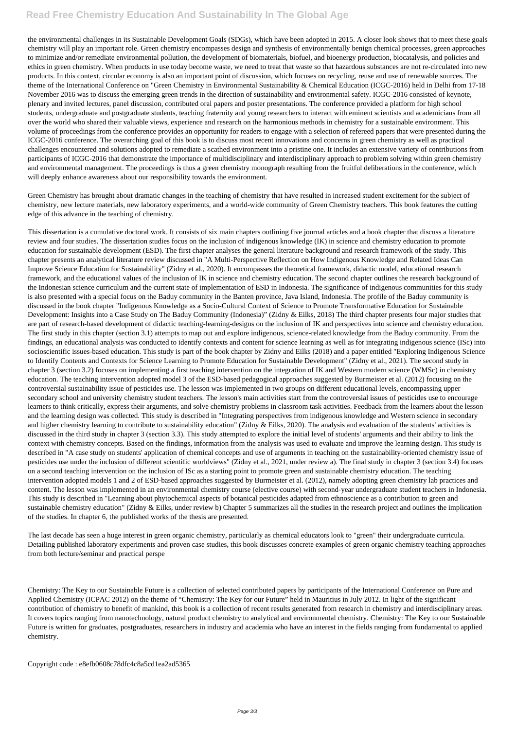the environmental challenges in its Sustainable Development Goals (SDGs), which have been adopted in 2015. A closer look shows that to meet these goals chemistry will play an important role. Green chemistry encompasses design and synthesis of environmentally benign chemical processes, green approaches to minimize and/or remediate environmental pollution, the development of biomaterials, biofuel, and bioenergy production, biocatalysis, and policies and ethics in green chemistry. When products in use today become waste, we need to treat that waste so that hazardous substances are not re-circulated into new products. In this context, circular economy is also an important point of discussion, which focuses on recycling, reuse and use of renewable sources. The theme of the International Conference on "Green Chemistry in Environmental Sustainability & Chemical Education (ICGC-2016) held in Delhi from 17-18 November 2016 was to discuss the emerging green trends in the direction of sustainability and environmental safety. ICGC-2016 consisted of keynote, plenary and invited lectures, panel discussion, contributed oral papers and poster presentations. The conference provided a platform for high school students, undergraduate and postgraduate students, teaching fraternity and young researchers to interact with eminent scientists and academicians from all over the world who shared their valuable views, experience and research on the harmonious methods in chemistry for a sustainable environment. This volume of proceedings from the conference provides an opportunity for readers to engage with a selection of refereed papers that were presented during the ICGC-2016 conference. The overarching goal of this book is to discuss most recent innovations and concerns in green chemistry as well as practical challenges encountered and solutions adopted to remediate a scathed environment into a pristine one. It includes an extensive variety of contributions from participants of ICGC-2016 that demonstrate the importance of multidisciplinary and interdisciplinary approach to problem solving within green chemistry and environmental management. The proceedings is thus a green chemistry monograph resulting from the fruitful deliberations in the conference, which will deeply enhance awareness about our responsibility towards the environment.

Green Chemistry has brought about dramatic changes in the teaching of chemistry that have resulted in increased student excitement for the subject of chemistry, new lecture materials, new laboratory experiments, and a world-wide community of Green Chemistry teachers. This book features the cutting edge of this advance in the teaching of chemistry.

This dissertation is a cumulative doctoral work. It consists of six main chapters outlining five journal articles and a book chapter that discuss a literature review and four studies. The dissertation studies focus on the inclusion of indigenous knowledge (IK) in science and chemistry education to promote education for sustainable development (ESD). The first chapter analyses the general literature background and research framework of the study. This chapter presents an analytical literature review discussed in "A Multi-Perspective Reflection on How Indigenous Knowledge and Related Ideas Can Improve Science Education for Sustainability" (Zidny et al., 2020). It encompasses the theoretical framework, didactic model, educational research framework, and the educational values of the inclusion of IK in science and chemistry education. The second chapter outlines the research background of the Indonesian science curriculum and the current state of implementation of ESD in Indonesia. The significance of indigenous communities for this study is also presented with a special focus on the Baduy community in the Banten province, Java Island, Indonesia. The profile of the Baduy community is discussed in the book chapter "Indigenous Knowledge as a Socio-Cultural Context of Science to Promote Transformative Education for Sustainable Development: Insights into a Case Study on The Baduy Community (Indonesia)" (Zidny & Eilks, 2018) The third chapter presents four major studies that are part of research-based development of didactic teaching-learning-designs on the inclusion of IK and perspectives into science and chemistry education. The first study in this chapter (section 3.1) attempts to map out and explore indigenous, science-related knowledge from the Baduy community. From the findings, an educational analysis was conducted to identify contexts and content for science learning as well as for integrating indigenous science (ISc) into socioscientific issues-based education. This study is part of the book chapter by Zidny and Eilks (2018) and a paper entitled "Exploring Indigenous Science to Identify Contents and Contexts for Science Learning to Promote Education for Sustainable Development" (Zidny et al., 2021). The second study in chapter 3 (section 3.2) focuses on implementing a first teaching intervention on the integration of IK and Western modern science (WMSc) in chemistry education. The teaching intervention adopted model 3 of the ESD-based pedagogical approaches suggested by Burmeister et al. (2012) focusing on the controversial sustainability issue of pesticides use. The lesson was implemented in two groups on different educational levels, encompassing upper secondary school and university chemistry student teachers. The lesson's main activities start from the controversial issues of pesticides use to encourage learners to think critically, express their arguments, and solve chemistry problems in classroom task activities. Feedback from the learners about the lesson and the learning design was collected. This study is described in "Integrating perspectives from indigenous knowledge and Western science in secondary and higher chemistry learning to contribute to sustainability education" (Zidny & Eilks, 2020). The analysis and evaluation of the students' activities is discussed in the third study in chapter 3 (section 3.3). This study attempted to explore the initial level of students' arguments and their ability to link the context with chemistry concepts. Based on the findings, information from the analysis was used to evaluate and improve the learning design. This study is described in "A case study on students' application of chemical concepts and use of arguments in teaching on the sustainability-oriented chemistry issue of pesticides use under the inclusion of different scientific worldviews" (Zidny et al., 2021, under review a). The final study in chapter 3 (section 3.4) focuses on a second teaching intervention on the inclusion of ISc as a starting point to promote green and sustainable chemistry education. The teaching intervention adopted models 1 and 2 of ESD-based approaches suggested by Burmeister et al. (2012), namely adopting green chemistry lab practices and content. The lesson was implemented in an environmental chemistry course (elective course) with second-year undergraduate student teachers in Indonesia. This study is described in "Learning about phytochemical aspects of botanical pesticides adapted from ethnoscience as a contribution to green and sustainable chemistry education" (Zidny & Eilks, under review b) Chapter 5 summarizes all the studies in the research project and outlines the implication of the studies. In chapter 6, the published works of the thesis are presented.

The last decade has seen a huge interest in green organic chemistry, particularly as chemical educators look to "green" their undergraduate curricula. Detailing published laboratory experiments and proven case studies, this book discusses concrete examples of green organic chemistry teaching approaches from both lecture/seminar and practical perspe

Chemistry: The Key to our Sustainable Future is a collection of selected contributed papers by participants of the International Conference on Pure and Applied Chemistry (ICPAC 2012) on the theme of "Chemistry: The Key for our Future" held in Mauritius in July 2012. In light of the significant contribution of chemistry to benefit of mankind, this book is a collection of recent results generated from research in chemistry and interdisciplinary areas. It covers topics ranging from nanotechnology, natural product chemistry to analytical and environmental chemistry. Chemistry: The Key to our Sustainable Future is written for graduates, postgraduates, researchers in industry and academia who have an interest in the fields ranging from fundamental to applied chemistry.

Copyright code : e8efb0608c78dfc4c8a5cd1ea2ad5365